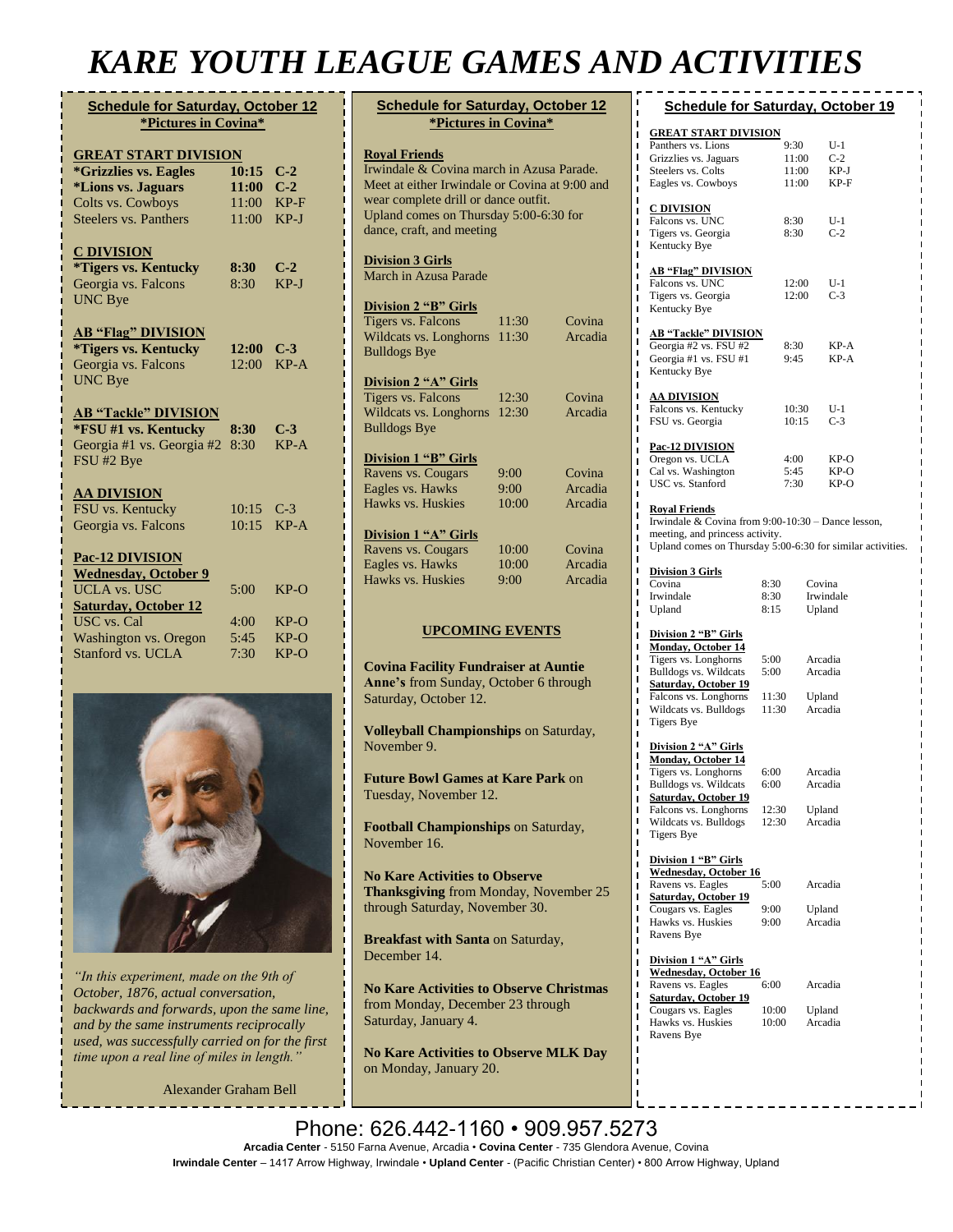# KARE YOUTH LEAGUE GAMES AND ACTIVITIES

## Schedule for Saturday, October 12
**\*Pictures in Covina\***

**GREAT START DIVISION**

| | | |
|---|---|---|
| **\*Grizzlies vs. Eagles** | **10:15** | **C-2** |
| **\*Lions vs. Jaguars** | **11:00** | **C-2** |
| Colts vs. Cowboys | 11:00 | KP-F |
| Steelers vs. Panthers | 11:00 | KP-J |

**C DIVISION**

| | | |
|---|---|---|
| **\*Tigers vs. Kentucky** | **8:30** | **C-2** |
| Georgia vs. Falcons | 8:30 | KP-J |
| UNC Bye | | |

**AB "Flag" DIVISION**

| | | |
|---|---|---|
| **\*Tigers vs. Kentucky** | **12:00** | **C-3** |
| Georgia vs. Falcons | 12:00 | KP-A |
| UNC Bye | | |

**AB "Tackle" DIVISION**

| | | |
|---|---|---|
| **\*FSU #1 vs. Kentucky** | **8:30** | **C-3** |
| Georgia #1 vs. Georgia #2 | 8:30 | KP-A |
| FSU #2 Bye | | |

**AA DIVISION**

| | | |
|---|---|---|
| FSU vs. Kentucky | 10:15 | C-3 |
| Georgia vs. Falcons | 10:15 | KP-A |

**Pac-12 DIVISION**

| | | |
|---|---|---|
| **Wednesday, October 9** | | |
| UCLA vs. USC | 5:00 | KP-O |
| **Saturday, October 12** | | |
| USC vs. Cal | 4:00 | KP-O |
| Washington vs. Oregon | 5:45 | KP-O |
| Stanford vs. UCLA | 7:30 | KP-O |

*"In this experiment, made on the 9th of October, 1876, actual conversation, backwards and forwards, upon the same line, and by the same instruments reciprocally used, was successfully carried on for the first time upon a real line of miles in length."*

Alexander Graham Bell

## Schedule for Saturday, October 12
**\*Pictures in Covina\***

**Royal Friends**

Irwindale & Covina march in Azusa Parade. Meet at either Irwindale or Covina at 9:00 and wear complete drill or dance outfit. Upland comes on Thursday 5:00-6:30 for dance, craft, and meeting

**Division 3 Girls**

March in Azusa Parade

**Division 2 "B" Girls**

| | | |
|---|---|---|
| Tigers vs. Falcons | 11:30 | Covina |
| Wildcats vs. Longhorns | 11:30 | Arcadia |
| Bulldogs Bye | | |

**Division 2 "A" Girls**

| | | |
|---|---|---|
| Tigers vs. Falcons | 12:30 | Covina |
| Wildcats vs. Longhorns | 12:30 | Arcadia |
| Bulldogs Bye | | |

**Division 1 "B" Girls**

| | | |
|---|---|---|
| Ravens vs. Cougars | 9:00 | Covina |
| Eagles vs. Hawks | 9:00 | Arcadia |
| Hawks vs. Huskies | 10:00 | Arcadia |

**Division 1 "A" Girls**

| | | |
|---|---|---|
| Ravens vs. Cougars | 10:00 | Covina |
| Eagles vs. Hawks | 10:00 | Arcadia |
| Hawks vs. Huskies | 9:00 | Arcadia |

### UPCOMING EVENTS

**Covina Facility Fundraiser at Auntie Anne's** from Sunday, October 6 through Saturday, October 12.

**Volleyball Championships** on Saturday, November 9.

**Future Bowl Games at Kare Park** on Tuesday, November 12.

**Football Championships** on Saturday, November 16.

**No Kare Activities to Observe Thanksgiving** from Monday, November 25 through Saturday, November 30.

**Breakfast with Santa** on Saturday, December 14.

**No Kare Activities to Observe Christmas** from Monday, December 23 through Saturday, January 4.

**No Kare Activities to Observe MLK Day** on Monday, January 20.

## Schedule for Saturday, October 19

**GREAT START DIVISION**

| | | |
|---|---|---|
| Panthers vs. Lions | 9:30 | U-1 |
| Grizzlies vs. Jaguars | 11:00 | C-2 |
| Steelers vs. Colts | 11:00 | KP-J |
| Eagles vs. Cowboys | 11:00 | KP-F |

**C DIVISION**

| | | |
|---|---|---|
| Falcons vs. UNC | 8:30 | U-1 |
| Tigers vs. Georgia | 8:30 | C-2 |
| Kentucky Bye | | |

**AB "Flag" DIVISION**

| | | |
|---|---|---|
| Falcons vs. UNC | 12:00 | U-1 |
| Tigers vs. Georgia | 12:00 | C-3 |
| Kentucky Bye | | |

**AB "Tackle" DIVISION**

| | | |
|---|---|---|
| Georgia #2 vs. FSU #2 | 8:30 | KP-A |
| Georgia #1 vs. FSU #1 | 9:45 | KP-A |
| Kentucky Bye | | |

**AA DIVISION**

| | | |
|---|---|---|
| Falcons vs. Kentucky | 10:30 | U-1 |
| FSU vs. Georgia | 10:15 | C-3 |

**Pac-12 DIVISION**

| | | |
|---|---|---|
| Oregon vs. UCLA | 4:00 | KP-O |
| Cal vs. Washington | 5:45 | KP-O |
| USC vs. Stanford | 7:30 | KP-O |

**Royal Friends**

Irwindale & Covina from 9:00-10:30 – Dance lesson, meeting, and princess activity.
Upland comes on Thursday 5:00-6:30 for similar activities.

**Division 3 Girls**

| | | |
|---|---|---|
| Covina | 8:30 | Covina |
| Irwindale | 8:30 | Irwindale |
| Upland | 8:15 | Upland |

**Division 2 "B" Girls**

| | | |
|---|---|---|
| **Monday, October 14** | | |
| Tigers vs. Longhorns | 5:00 | Arcadia |
| Bulldogs vs. Wildcats | 5:00 | Arcadia |
| **Saturday, October 19** | | |
| Falcons vs. Longhorns | 11:30 | Upland |
| Wildcats vs. Bulldogs | 11:30 | Arcadia |
| Tigers Bye | | |

**Division 2 "A" Girls**

| | | |
|---|---|---|
| **Monday, October 14** | | |
| Tigers vs. Longhorns | 6:00 | Arcadia |
| Bulldogs vs. Wildcats | 6:00 | Arcadia |
| **Saturday, October 19** | | |
| Falcons vs. Longhorns | 12:30 | Upland |
| Wildcats vs. Bulldogs | 12:30 | Arcadia |
| Tigers Bye | | |

**Division 1 "B" Girls**

| | | |
|---|---|---|
| **Wednesday, October 16** | | |
| Ravens vs. Eagles | 5:00 | Arcadia |
| **Saturday, October 19** | | |
| Cougars vs. Eagles | 9:00 | Upland |
| Hawks vs. Huskies | 9:00 | Arcadia |
| Ravens Bye | | |

**Division 1 "A" Girls**

| | | |
|---|---|---|
| **Wednesday, October 16** | | |
| Ravens vs. Eagles | 6:00 | Arcadia |
| **Saturday, October 19** | | |
| Cougars vs. Eagles | 10:00 | Upland |
| Hawks vs. Huskies | 10:00 | Arcadia |
| Ravens Bye | | |

Phone: 626.442-1160 • 909.957.5273

**Arcadia Center** - 5150 Farna Avenue, Arcadia • **Covina Center** - 735 Glendora Avenue, Covina
**Irwindale Center** – 1417 Arrow Highway, Irwindale • **Upland Center** - (Pacific Christian Center) • 800 Arrow Highway, Upland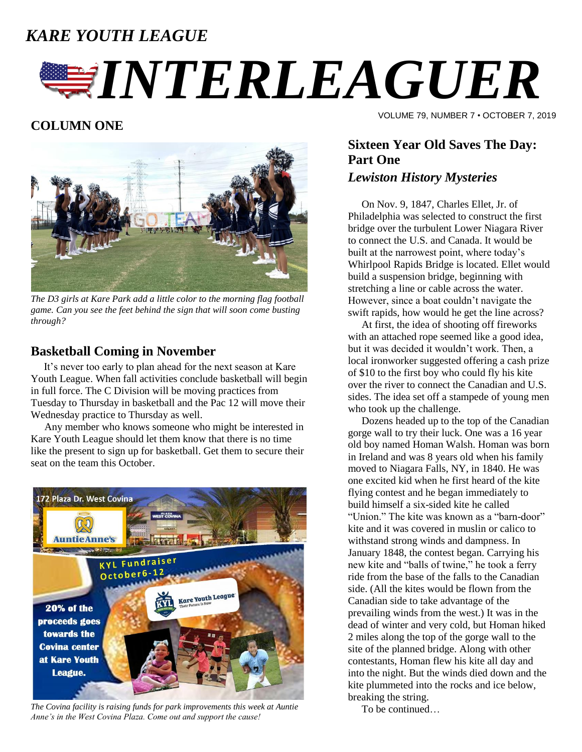*KARE YOUTH LEAGUE*

# *INTERLEAGUER*

VOLUME 79, NUMBER 7 • OCTOBER 7, 2019

## COLUMN ONE

*The D3 girls at Kare Park add a little color to the morning flag football game. Can you see the feet behind the sign that will soon come busting through?*

### Basketball Coming in November

It's never too early to plan ahead for the next season at Kare Youth League. When fall activities conclude basketball will begin in full force. The C Division will be moving practices from Tuesday to Thursday in basketball and the Pac 12 will move their Wednesday practice to Thursday as well.

Any member who knows someone who might be interested in Kare Youth League should let them know that there is no time like the present to sign up for basketball. Get them to secure their seat on the team this October.

*The Covina facility is raising funds for park improvements this week at Auntie Anne's in the West Covina Plaza. Come out and support the cause!*

## Sixteen Year Old Saves The Day: Part One

### *Lewiston History Mysteries*

On Nov. 9, 1847, Charles Ellet, Jr. of Philadelphia was selected to construct the first bridge over the turbulent Lower Niagara River to connect the U.S. and Canada. It would be built at the narrowest point, where today's Whirlpool Rapids Bridge is located. Ellet would build a suspension bridge, beginning with stretching a line or cable across the water. However, since a boat couldn't navigate the swift rapids, how would he get the line across?

At first, the idea of shooting off fireworks with an attached rope seemed like a good idea, but it was decided it wouldn't work. Then, a local ironworker suggested offering a cash prize of $10 to the first boy who could fly his kite over the river to connect the Canadian and U.S. sides. The idea set off a stampede of young men who took up the challenge.

Dozens headed up to the top of the Canadian gorge wall to try their luck. One was a 16 year old boy named Homan Walsh. Homan was born in Ireland and was 8 years old when his family moved to Niagara Falls, NY, in 1840. He was one excited kid when he first heard of the kite flying contest and he began immediately to build himself a six-sided kite he called "Union." The kite was known as a "barn-door" kite and it was covered in muslin or calico to withstand strong winds and dampness. In January 1848, the contest began. Carrying his new kite and "balls of twine," he took a ferry ride from the base of the falls to the Canadian side. (All the kites would be flown from the Canadian side to take advantage of the prevailing winds from the west.) It was in the dead of winter and very cold, but Homan hiked 2 miles along the top of the gorge wall to the site of the planned bridge. Along with other contestants, Homan flew his kite all day and into the night. But the winds died down and the kite plummeted into the rocks and ice below, breaking the string.

To be continued…